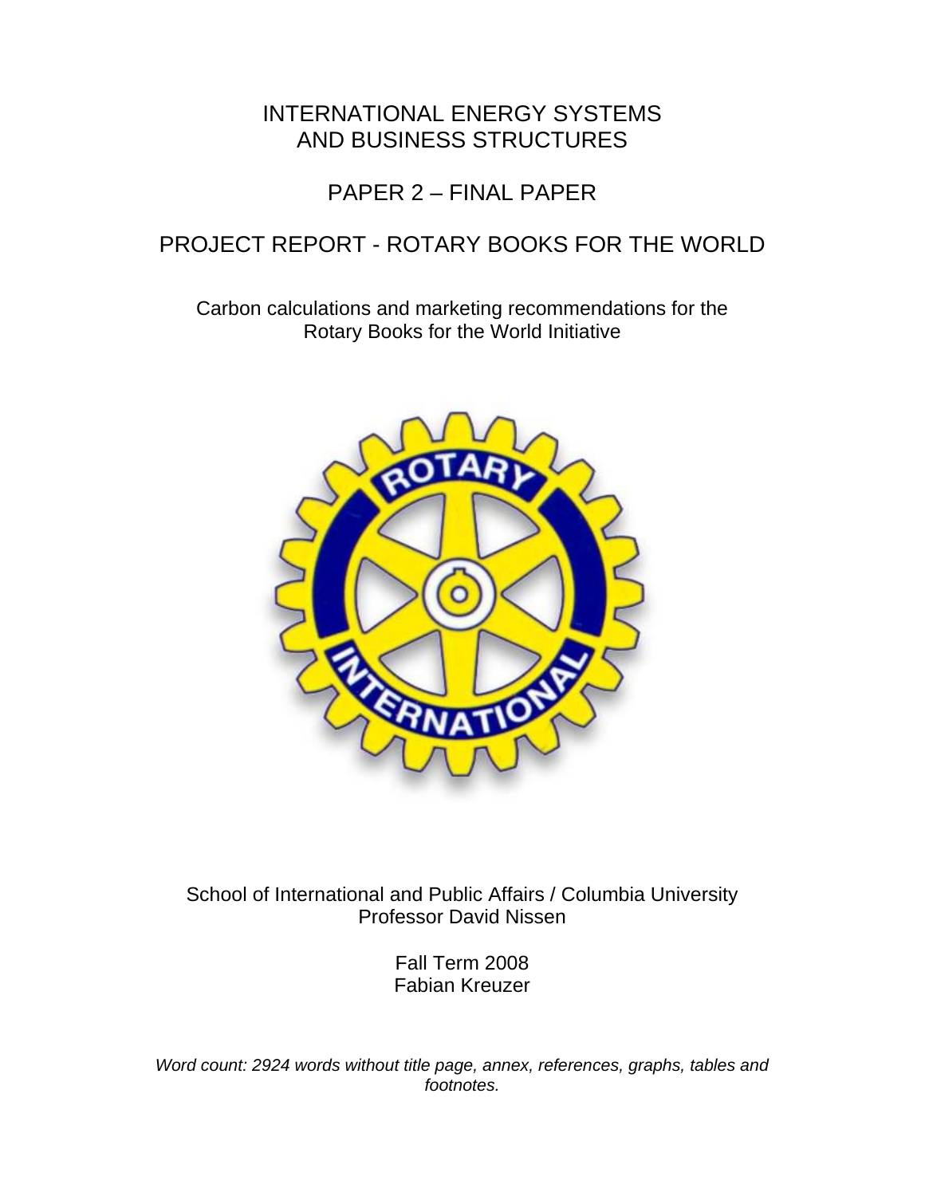# INTERNATIONAL ENERGY SYSTEMS AND BUSINESS STRUCTURES

## PAPER 2 – FINAL PAPER

## PROJECT REPORT - ROTARY BOOKS FOR THE WORLD

Carbon calculations and marketing recommendations for the Rotary Books for the World Initiative

School of International and Public Affairs / Columbia University
Professor David Nissen

Fall Term 2008
Fabian Kreuzer

*Word count: 2924 words without title page, annex, references, graphs, tables and footnotes.*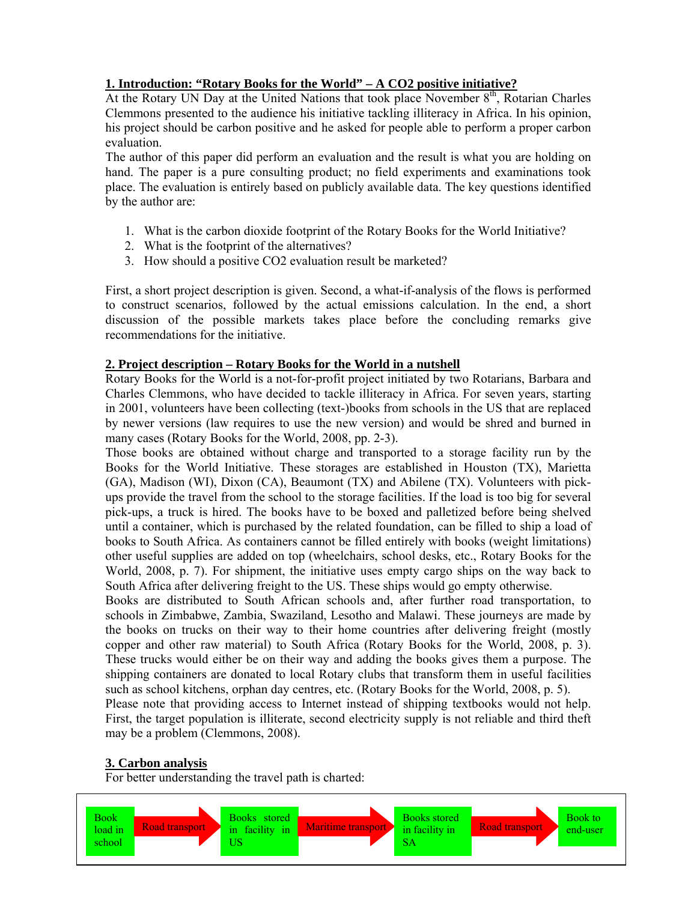## 1. Introduction: "Rotary Books for the World" – A CO2 positive initiative?

At the Rotary UN Day at the United Nations that took place November 8th, Rotarian Charles Clemmons presented to the audience his initiative tackling illiteracy in Africa. In his opinion, his project should be carbon positive and he asked for people able to perform a proper carbon evaluation.

The author of this paper did perform an evaluation and the result is what you are holding on hand. The paper is a pure consulting product; no field experiments and examinations took place. The evaluation is entirely based on publicly available data. The key questions identified by the author are:

1. What is the carbon dioxide footprint of the Rotary Books for the World Initiative?
2. What is the footprint of the alternatives?
3. How should a positive CO2 evaluation result be marketed?

First, a short project description is given. Second, a what-if-analysis of the flows is performed to construct scenarios, followed by the actual emissions calculation. In the end, a short discussion of the possible markets takes place before the concluding remarks give recommendations for the initiative.

## 2. Project description – Rotary Books for the World in a nutshell

Rotary Books for the World is a not-for-profit project initiated by two Rotarians, Barbara and Charles Clemmons, who have decided to tackle illiteracy in Africa. For seven years, starting in 2001, volunteers have been collecting (text-)books from schools in the US that are replaced by newer versions (law requires to use the new version) and would be shred and burned in many cases (Rotary Books for the World, 2008, pp. 2-3).

Those books are obtained without charge and transported to a storage facility run by the Books for the World Initiative. These storages are established in Houston (TX), Marietta (GA), Madison (WI), Dixon (CA), Beaumont (TX) and Abilene (TX). Volunteers with pick-ups provide the travel from the school to the storage facilities. If the load is too big for several pick-ups, a truck is hired. The books have to be boxed and palletized before being shelved until a container, which is purchased by the related foundation, can be filled to ship a load of books to South Africa. As containers cannot be filled entirely with books (weight limitations) other useful supplies are added on top (wheelchairs, school desks, etc., Rotary Books for the World, 2008, p. 7). For shipment, the initiative uses empty cargo ships on the way back to South Africa after delivering freight to the US. These ships would go empty otherwise.

Books are distributed to South African schools and, after further road transportation, to schools in Zimbabwe, Zambia, Swaziland, Lesotho and Malawi. These journeys are made by the books on trucks on their way to their home countries after delivering freight (mostly copper and other raw material) to South Africa (Rotary Books for the World, 2008, p. 3). These trucks would either be on their way and adding the books gives them a purpose. The shipping containers are donated to local Rotary clubs that transform them in useful facilities such as school kitchens, orphan day centres, etc. (Rotary Books for the World, 2008, p. 5).

Please note that providing access to Internet instead of shipping textbooks would not help. First, the target population is illiterate, second electricity supply is not reliable and third theft may be a problem (Clemmons, 2008).

## 3. Carbon analysis

For better understanding the travel path is charted:

Book load in school → Road transport → Books stored in facility in US → Maritime transport → Books stored in facility in SA → Road transport → Book to end-user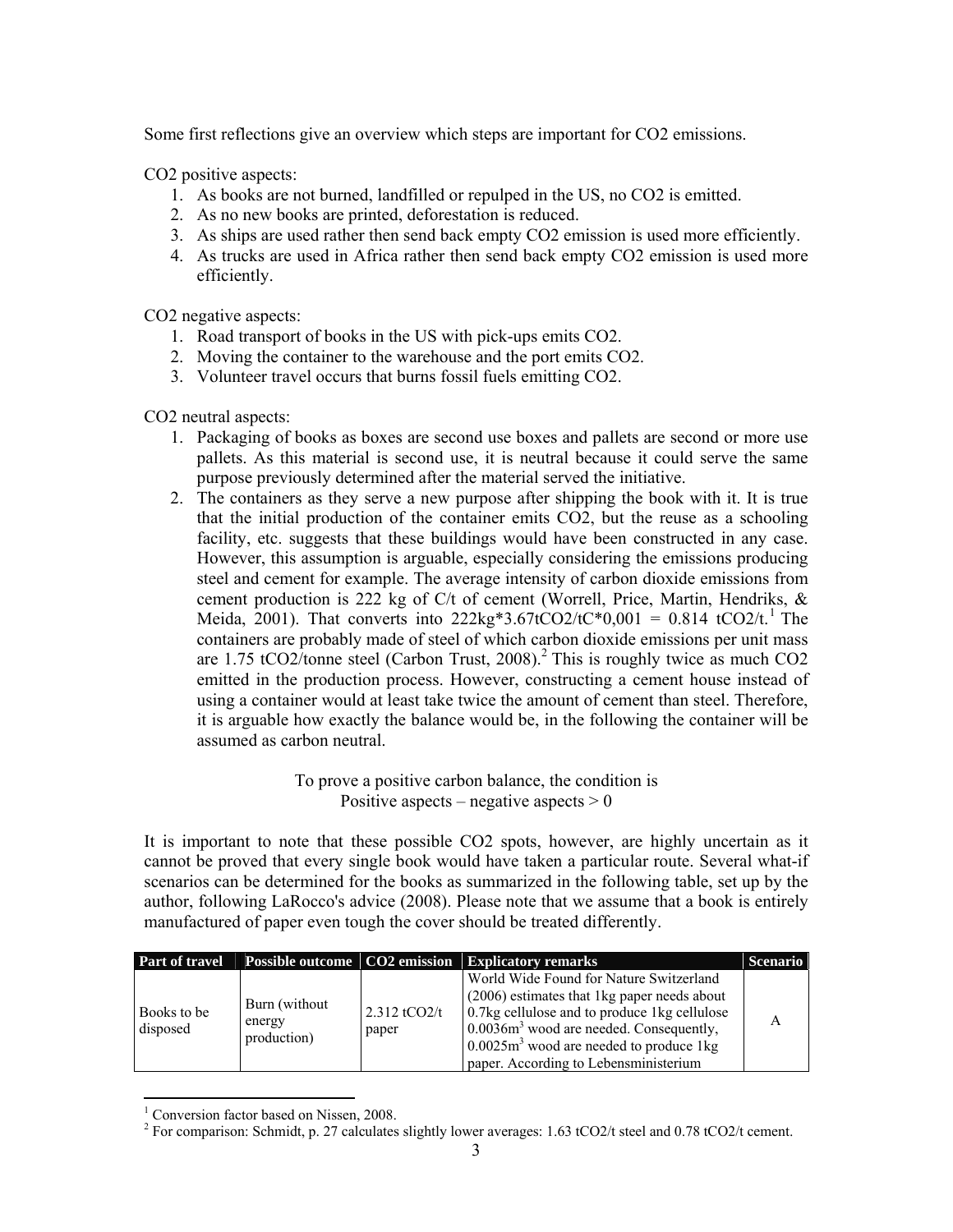Some first reflections give an overview which steps are important for $CO_2$ emissions.

$CO_2$ positive aspects:

1. As books are not burned, landfilled or repulped in the US, no $CO_2$ is emitted.
2. As no new books are printed, deforestation is reduced.
3. As ships are used rather then send back empty $CO_2$ emission is used more efficiently.
4. As trucks are used in Africa rather then send back empty $CO_2$ emission is used more efficiently.

$CO_2$ negative aspects:

1. Road transport of books in the US with pick-ups emits $CO_2$.
2. Moving the container to the warehouse and the port emits $CO_2$.
3. Volunteer travel occurs that burns fossil fuels emitting $CO_2$.

$CO_2$ neutral aspects:

1. Packaging of books as boxes are second use boxes and pallets are second or more use pallets. As this material is second use, it is neutral because it could serve the same purpose previously determined after the material served the initiative.
2. The containers as they serve a new purpose after shipping the book with it. It is true that the initial production of the container emits $CO_2$, but the reuse as a schooling facility, etc. suggests that these buildings would have been constructed in any case. However, this assumption is arguable, especially considering the emissions producing steel and cement for example. The average intensity of carbon dioxide emissions from cement production is 222 kg of C/t of cement (Worrell, Price, Martin, Hendriks, & Meida, 2001). That converts into $222kg*3.67tCO_2/tC*0{,}001 = 0.814\ tCO_2/t$.[1] The containers are probably made of steel of which carbon dioxide emissions per unit mass are 1.75 $tCO_2$/tonne steel (Carbon Trust, 2008).[2] This is roughly twice as much $CO_2$ emitted in the production process. However, constructing a cement house instead of using a container would at least take twice the amount of cement than steel. Therefore, it is arguable how exactly the balance would be, in the following the container will be assumed as carbon neutral.

To prove a positive carbon balance, the condition is
Positive aspects – negative aspects > 0

It is important to note that these possible $CO_2$ spots, however, are highly uncertain as it cannot be proved that every single book would have taken a particular route. Several what-if scenarios can be determined for the books as summarized in the following table, set up by the author, following LaRocco's advice (2008). Please note that we assume that a book is entirely manufactured of paper even tough the cover should be treated differently.

| Part of travel | Possible outcome | $CO_2$ emission | Explicatory remarks | Scenario |
|---|---|---|---|---|
| Books to be disposed | Burn (without energy production) | 2.312 $tCO_2$/t paper | World Wide Found for Nature Switzerland (2006) estimates that 1kg paper needs about 0.7kg cellulose and to produce 1kg cellulose $0.0036m^3$ wood are needed. Consequently, $0.0025m^3$ wood are needed to produce 1kg paper. According to Lebensministerium | A |

[1] Conversion factor based on Nissen, 2008.

[2] For comparison: Schmidt, p. 27 calculates slightly lower averages: 1.63 $tCO_2$/t steel and 0.78 $tCO_2$/t cement.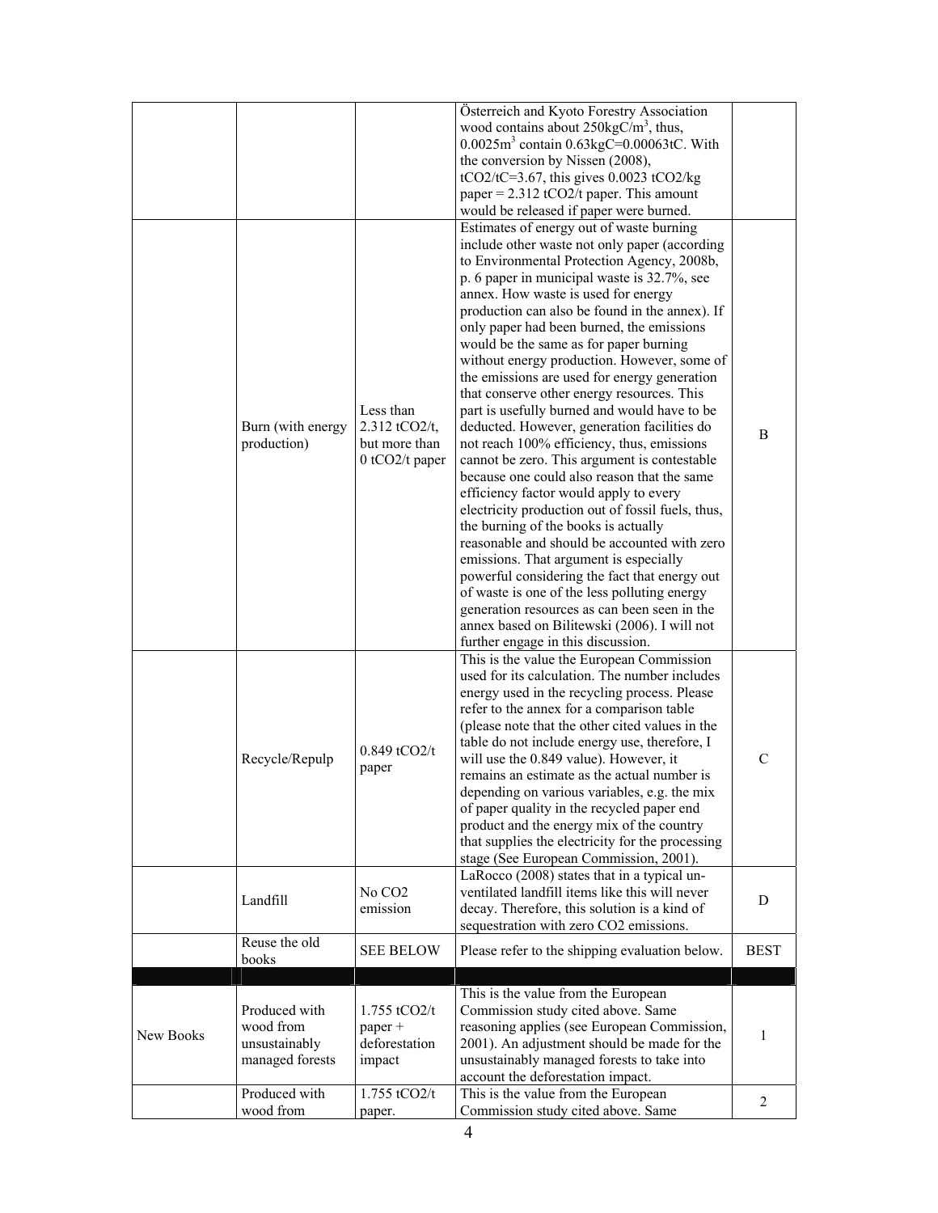| | | | | |
|---|---|---|---|---|
| | | | Österreich and Kyoto Forestry Association wood contains about 250kgC/m$^3$, thus, 0.0025m$^3$ contain 0.63kgC=0.00063tC. With the conversion by Nissen (2008), $tCO_2/tC=3.67$, this gives 0.0023 $tCO_2$/kg paper = 2.312 $tCO_2$/t paper. This amount would be released if paper were burned. | |
| | Burn (with energy production) | Less than 2.312 $tCO_2$/t, but more than 0 $tCO_2$/t paper | Estimates of energy out of waste burning include other waste not only paper (according to Environmental Protection Agency, 2008b, p. 6 paper in municipal waste is 32.7%, see annex. How waste is used for energy production can also be found in the annex). If only paper had been burned, the emissions would be the same as for paper burning without energy production. However, some of the emissions are used for energy generation that conserve other energy resources. This part is usefully burned and would have to be deducted. However, generation facilities do not reach 100% efficiency, thus, emissions cannot be zero. This argument is contestable because one could also reason that the same efficiency factor would apply to every electricity production out of fossil fuels, thus, the burning of the books is actually reasonable and should be accounted with zero emissions. That argument is especially powerful considering the fact that energy out of waste is one of the less polluting energy generation resources as can been seen in the annex based on Bilitewski (2006). I will not further engage in this discussion. | B |
| | Recycle/Repulp | 0.849 $tCO_2$/t paper | This is the value the European Commission used for its calculation. The number includes energy used in the recycling process. Please refer to the annex for a comparison table (please note that the other cited values in the table do not include energy use, therefore, I will use the 0.849 value). However, it remains an estimate as the actual number is depending on various variables, e.g. the mix of paper quality in the recycled paper end product and the energy mix of the country that supplies the electricity for the processing stage (See European Commission, 2001). | C |
| | Landfill | No $CO_2$ emission | LaRocco (2008) states that in a typical un-ventilated landfill items like this will never decay. Therefore, this solution is a kind of sequestration with zero $CO_2$ emissions. | D |
| | Reuse the old books | SEE BELOW | Please refer to the shipping evaluation below. | BEST |
| | | | | |
| New Books | Produced with wood from unsustainably managed forests | 1.755 $tCO_2$/t paper + deforestation impact | This is the value from the European Commission study cited above. Same reasoning applies (see European Commission, 2001). An adjustment should be made for the unsustainably managed forests to take into account the deforestation impact. | 1 |
| | Produced with wood from | 1.755 $tCO_2$/t paper. | This is the value from the European Commission study cited above. Same | 2 |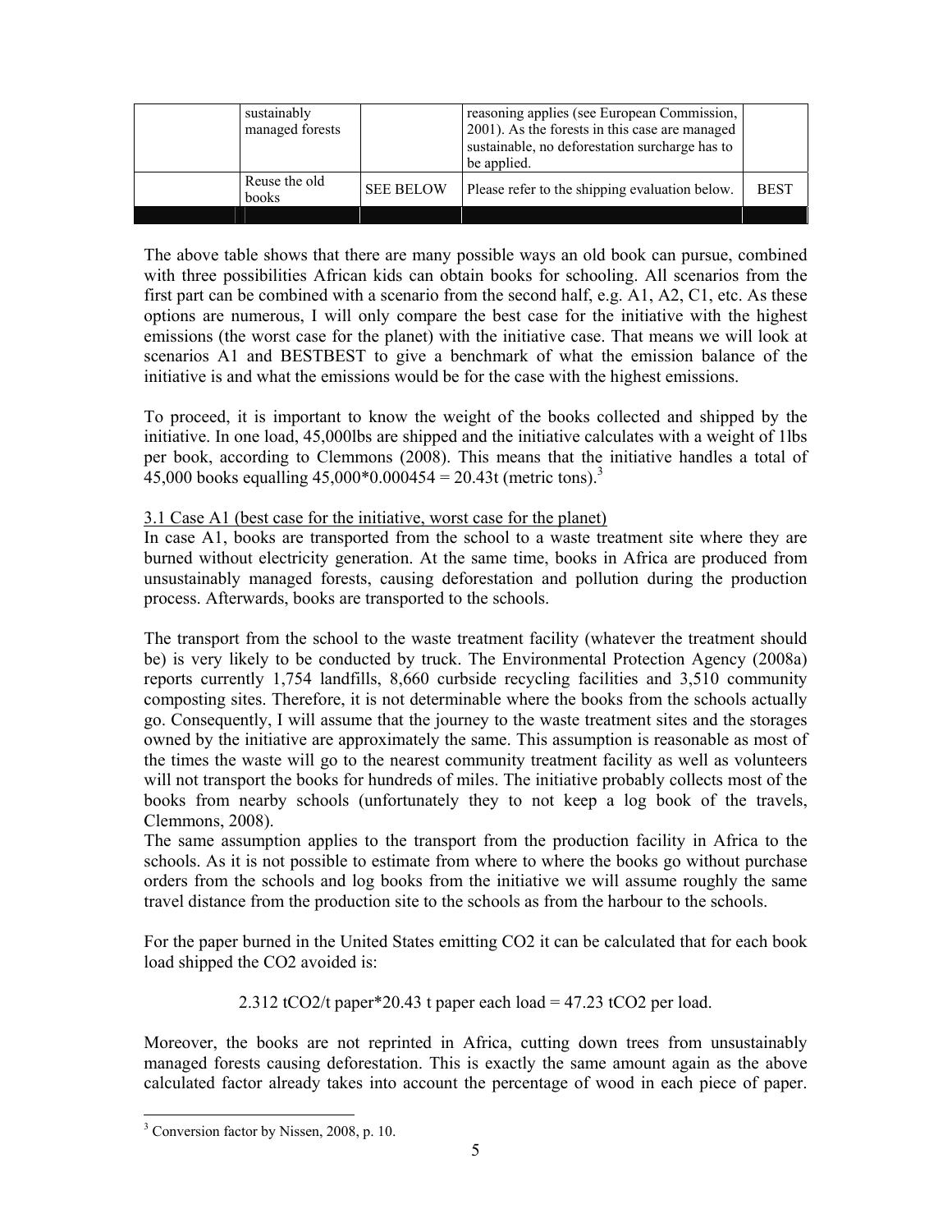| | sustainably managed forests | | reasoning applies (see European Commission, 2001). As the forests in this case are managed sustainable, no deforestation surcharge has to be applied. | |
|---|---|---|---|---|
| | Reuse the old books | SEE BELOW | Please refer to the shipping evaluation below. | BEST |
| | | | | |

The above table shows that there are many possible ways an old book can pursue, combined with three possibilities African kids can obtain books for schooling. All scenarios from the first part can be combined with a scenario from the second half, e.g. A1, A2, C1, etc. As these options are numerous, I will only compare the best case for the initiative with the highest emissions (the worst case for the planet) with the initiative case. That means we will look at scenarios A1 and BESTBEST to give a benchmark of what the emission balance of the initiative is and what the emissions would be for the case with the highest emissions.

To proceed, it is important to know the weight of the books collected and shipped by the initiative. In one load, 45,000lbs are shipped and the initiative calculates with a weight of 1lbs per book, according to Clemmons (2008). This means that the initiative handles a total of 45,000 books equalling 45,000*0.000454 = 20.43t (metric tons).[3]

3.1 Case A1 (best case for the initiative, worst case for the planet)

In case A1, books are transported from the school to a waste treatment site where they are burned without electricity generation. At the same time, books in Africa are produced from unsustainably managed forests, causing deforestation and pollution during the production process. Afterwards, books are transported to the schools.

The transport from the school to the waste treatment facility (whatever the treatment should be) is very likely to be conducted by truck. The Environmental Protection Agency (2008a) reports currently 1,754 landfills, 8,660 curbside recycling facilities and 3,510 community composting sites. Therefore, it is not determinable where the books from the schools actually go. Consequently, I will assume that the journey to the waste treatment sites and the storages owned by the initiative are approximately the same. This assumption is reasonable as most of the times the waste will go to the nearest community treatment facility as well as volunteers will not transport the books for hundreds of miles. The initiative probably collects most of the books from nearby schools (unfortunately they to not keep a log book of the travels, Clemmons, 2008).

The same assumption applies to the transport from the production facility in Africa to the schools. As it is not possible to estimate from where to where the books go without purchase orders from the schools and log books from the initiative we will assume roughly the same travel distance from the production site to the schools as from the harbour to the schools.

For the paper burned in the United States emitting $CO_2$ it can be calculated that for each book load shipped the $CO_2$ avoided is:

$$2.312 \text{ tCO}_2\text{/t paper} * 20.43 \text{ t paper each load} = 47.23 \text{ tCO}_2 \text{ per load.}$$

Moreover, the books are not reprinted in Africa, cutting down trees from unsustainably managed forests causing deforestation. This is exactly the same amount again as the above calculated factor already takes into account the percentage of wood in each piece of paper.

[3] Conversion factor by Nissen, 2008, p. 10.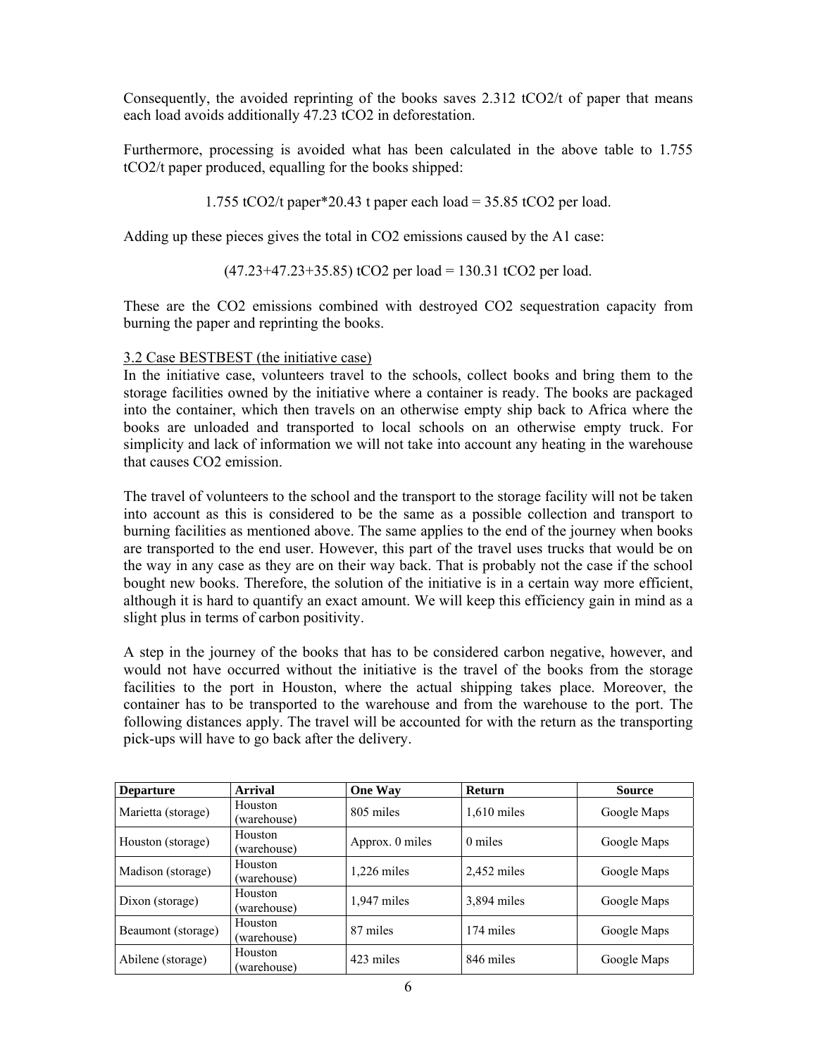Consequently, the avoided reprinting of the books saves 2.312 $tCO_2/t$ of paper that means each load avoids additionally 47.23 $tCO_2$ in deforestation.

Furthermore, processing is avoided what has been calculated in the above table to 1.755 $tCO_2/t$ paper produced, equalling for the books shipped:

$$1.755 \text{ tCO2/t paper} * 20.43 \text{ t paper each load} = 35.85 \text{ tCO2 per load.}$$

Adding up these pieces gives the total in $CO_2$ emissions caused by the A1 case:

$$(47.23+47.23+35.85) \text{ tCO2 per load} = 130.31 \text{ tCO2 per load.}$$

These are the $CO_2$ emissions combined with destroyed $CO_2$ sequestration capacity from burning the paper and reprinting the books.

### 3.2 Case BESTBEST (the initiative case)

In the initiative case, volunteers travel to the schools, collect books and bring them to the storage facilities owned by the initiative where a container is ready. The books are packaged into the container, which then travels on an otherwise empty ship back to Africa where the books are unloaded and transported to local schools on an otherwise empty truck. For simplicity and lack of information we will not take into account any heating in the warehouse that causes $CO_2$ emission.

The travel of volunteers to the school and the transport to the storage facility will not be taken into account as this is considered to be the same as a possible collection and transport to burning facilities as mentioned above. The same applies to the end of the journey when books are transported to the end user. However, this part of the travel uses trucks that would be on the way in any case as they are on their way back. That is probably not the case if the school bought new books. Therefore, the solution of the initiative is in a certain way more efficient, although it is hard to quantify an exact amount. We will keep this efficiency gain in mind as a slight plus in terms of carbon positivity.

A step in the journey of the books that has to be considered carbon negative, however, and would not have occurred without the initiative is the travel of the books from the storage facilities to the port in Houston, where the actual shipping takes place. Moreover, the container has to be transported to the warehouse and from the warehouse to the port. The following distances apply. The travel will be accounted for with the return as the transporting pick-ups will have to go back after the delivery.

| Departure | Arrival | One Way | Return | Source |
|---|---|---|---|---|
| Marietta (storage) | Houston (warehouse) | 805 miles | 1,610 miles | Google Maps |
| Houston (storage) | Houston (warehouse) | Approx. 0 miles | 0 miles | Google Maps |
| Madison (storage) | Houston (warehouse) | 1,226 miles | 2,452 miles | Google Maps |
| Dixon (storage) | Houston (warehouse) | 1,947 miles | 3,894 miles | Google Maps |
| Beaumont (storage) | Houston (warehouse) | 87 miles | 174 miles | Google Maps |
| Abilene (storage) | Houston (warehouse) | 423 miles | 846 miles | Google Maps |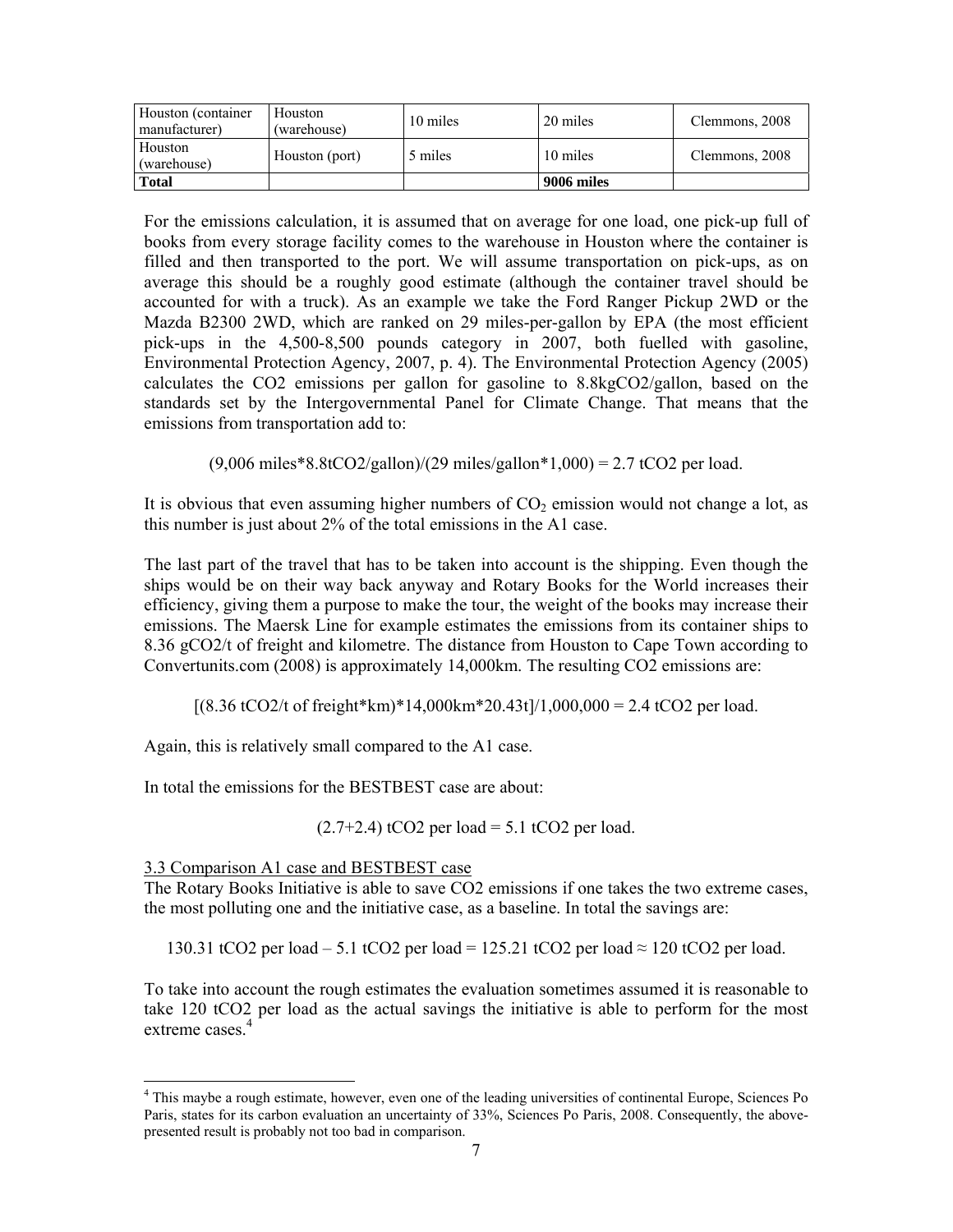| Houston (container manufacturer) | Houston (warehouse) | 10 miles | 20 miles | Clemmons, 2008 |
|---|---|---|---|---|
| Houston (warehouse) | Houston (port) | 5 miles | 10 miles | Clemmons, 2008 |
| **Total** | | | **9006 miles** | |

For the emissions calculation, it is assumed that on average for one load, one pick-up full of books from every storage facility comes to the warehouse in Houston where the container is filled and then transported to the port. We will assume transportation on pick-ups, as on average this should be a roughly good estimate (although the container travel should be accounted for with a truck). As an example we take the Ford Ranger Pickup 2WD or the Mazda B2300 2WD, which are ranked on 29 miles-per-gallon by EPA (the most efficient pick-ups in the 4,500-8,500 pounds category in 2007, both fuelled with gasoline, Environmental Protection Agency, 2007, p. 4). The Environmental Protection Agency (2005) calculates the CO2 emissions per gallon for gasoline to 8.8kgCO2/gallon, based on the standards set by the Intergovernmental Panel for Climate Change. That means that the emissions from transportation add to:

(9,006 miles*8.8tCO2/gallon)/(29 miles/gallon*1,000) = 2.7 tCO2 per load.

It is obvious that even assuming higher numbers of $CO_2$ emission would not change a lot, as this number is just about 2% of the total emissions in the A1 case.

The last part of the travel that has to be taken into account is the shipping. Even though the ships would be on their way back anyway and Rotary Books for the World increases their efficiency, giving them a purpose to make the tour, the weight of the books may increase their emissions. The Maersk Line for example estimates the emissions from its container ships to 8.36 gCO2/t of freight and kilometre. The distance from Houston to Cape Town according to Convertunits.com (2008) is approximately 14,000km. The resulting CO2 emissions are:

[(8.36 tCO2/t of freight*km)*14,000km*20.43t]/1,000,000 = 2.4 tCO2 per load.

Again, this is relatively small compared to the A1 case.

In total the emissions for the BESTBEST case are about:

(2.7+2.4) tCO2 per load = 5.1 tCO2 per load.

3.3 Comparison A1 case and BESTBEST case

The Rotary Books Initiative is able to save CO2 emissions if one takes the two extreme cases, the most polluting one and the initiative case, as a baseline. In total the savings are:

130.31 tCO2 per load – 5.1 tCO2 per load = 125.21 tCO2 per load ≈ 120 tCO2 per load.

To take into account the rough estimates the evaluation sometimes assumed it is reasonable to take 120 tCO2 per load as the actual savings the initiative is able to perform for the most extreme cases.[4]

[4] This maybe a rough estimate, however, even one of the leading universities of continental Europe, Sciences Po Paris, states for its carbon evaluation an uncertainty of 33%, Sciences Po Paris, 2008. Consequently, the above-presented result is probably not too bad in comparison.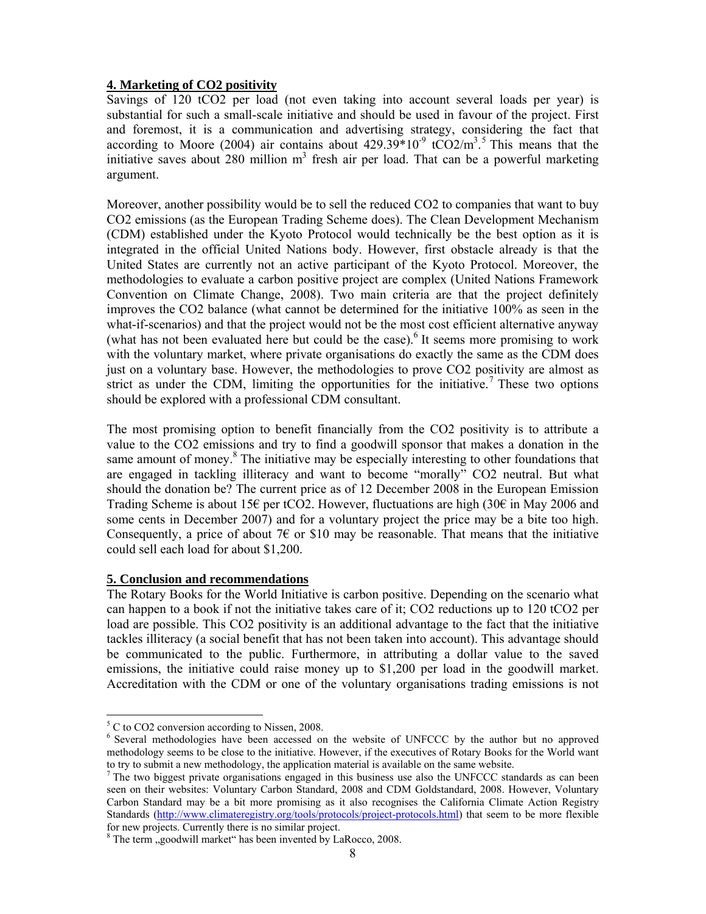## **4. Marketing of CO2 positivity**

Savings of 120 $tCO_2$ per load (not even taking into account several loads per year) is substantial for such a small-scale initiative and should be used in favour of the project. First and foremost, it is a communication and advertising strategy, considering the fact that according to Moore (2004) air contains about $429.39*10^{-9}$ $tCO_2/m^3$.[5] This means that the initiative saves about 280 million $m^3$ fresh air per load. That can be a powerful marketing argument.

Moreover, another possibility would be to sell the reduced $CO_2$ to companies that want to buy $CO_2$ emissions (as the European Trading Scheme does). The Clean Development Mechanism (CDM) established under the Kyoto Protocol would technically be the best option as it is integrated in the official United Nations body. However, first obstacle already is that the United States are currently not an active participant of the Kyoto Protocol. Moreover, the methodologies to evaluate a carbon positive project are complex (United Nations Framework Convention on Climate Change, 2008). Two main criteria are that the project definitely improves the $CO_2$ balance (what cannot be determined for the initiative 100% as seen in the what-if-scenarios) and that the project would not be the most cost efficient alternative anyway (what has not been evaluated here but could be the case).[6] It seems more promising to work with the voluntary market, where private organisations do exactly the same as the CDM does just on a voluntary base. However, the methodologies to prove $CO_2$ positivity are almost as strict as under the CDM, limiting the opportunities for the initiative.[7] These two options should be explored with a professional CDM consultant.

The most promising option to benefit financially from the $CO_2$ positivity is to attribute a value to the $CO_2$ emissions and try to find a goodwill sponsor that makes a donation in the same amount of money.[8] The initiative may be especially interesting to other foundations that are engaged in tackling illiteracy and want to become "morally" $CO_2$ neutral. But what should the donation be? The current price as of 12 December 2008 in the European Emission Trading Scheme is about 15€ per $tCO_2$. However, fluctuations are high (30€ in May 2006 and some cents in December 2007) and for a voluntary project the price may be a bite too high. Consequently, a price of about 7€ or \$10 may be reasonable. That means that the initiative could sell each load for about \$1,200.

## **5. Conclusion and recommendations**

The Rotary Books for the World Initiative is carbon positive. Depending on the scenario what can happen to a book if not the initiative takes care of it; $CO_2$ reductions up to 120 $tCO_2$ per load are possible. This $CO_2$ positivity is an additional advantage to the fact that the initiative tackles illiteracy (a social benefit that has not been taken into account). This advantage should be communicated to the public. Furthermore, in attributing a dollar value to the saved emissions, the initiative could raise money up to \$1,200 per load in the goodwill market. Accreditation with the CDM or one of the voluntary organisations trading emissions is not

---

[5] C to $CO_2$ conversion according to Nissen, 2008.

[6] Several methodologies have been accessed on the website of UNFCCC by the author but no approved methodology seems to be close to the initiative. However, if the executives of Rotary Books for the World want to try to submit a new methodology, the application material is available on the same website.

[7] The two biggest private organisations engaged in this business use also the UNFCCC standards as can been seen on their websites: Voluntary Carbon Standard, 2008 and CDM Goldstandard, 2008. However, Voluntary Carbon Standard may be a bit more promising as it also recognises the California Climate Action Registry Standards (http://www.climateregistry.org/tools/protocols/project-protocols.html) that seem to be more flexible for new projects. Currently there is no similar project.

[8] The term „goodwill market" has been invented by LaRocco, 2008.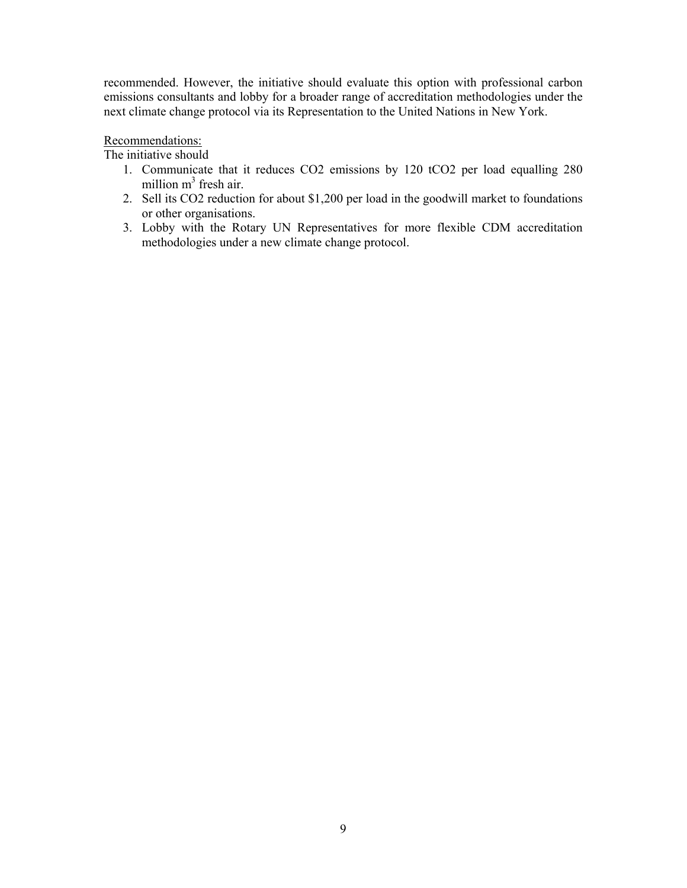recommended. However, the initiative should evaluate this option with professional carbon emissions consultants and lobby for a broader range of accreditation methodologies under the next climate change protocol via its Representation to the United Nations in New York.

Recommendations:

The initiative should

1. Communicate that it reduces CO2 emissions by 120 tCO2 per load equalling 280 million $m^3$ fresh air.
2. Sell its CO2 reduction for about $1,200 per load in the goodwill market to foundations or other organisations.
3. Lobby with the Rotary UN Representatives for more flexible CDM accreditation methodologies under a new climate change protocol.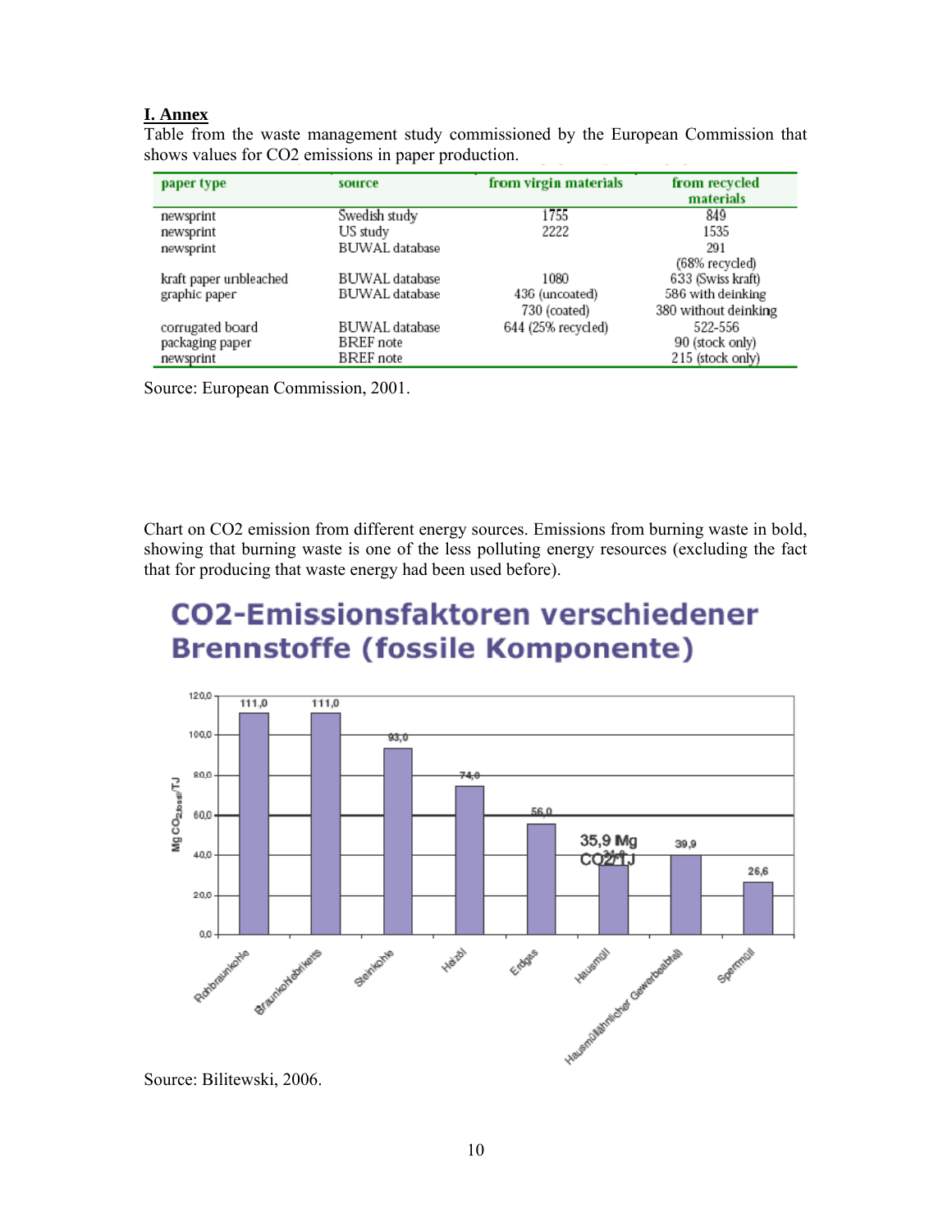**I. Annex**

Table from the waste management study commissioned by the European Commission that shows values for $CO_2$ emissions in paper production.

| paper type | source | from virgin materials | from recycled materials |
|---|---|---|---|
| newsprint | Swedish study | 1755 | 849 |
| newsprint | US study | 2222 | 1535 |
| newsprint | BUWAL database | | 291 (68% recycled) |
| kraft paper unbleached | BUWAL database | 1080 | 633 (Swiss kraft) |
| graphic paper | BUWAL database | 436 (uncoated) 730 (coated) | 586 with deinking 380 without deinking |
| corrugated board | BUWAL database | 644 (25% recycled) | 522-556 |
| packaging paper | BREF note | | 90 (stock only) |
| newsprint | BREF note | | 215 (stock only) |

Source: European Commission, 2001.

Chart on $CO_2$ emission from different energy sources. Emissions from burning waste in bold, showing that burning waste is one of the less polluting energy resources (excluding the fact that for producing that waste energy had been used before).

**CO2-Emissionsfaktoren verschiedener Brennstoffe (fossile Komponente)**

| Brennstoff | Mg $CO_{2 fossil}$/TJ |
|---|---|
| Rohbraunkohle | 111,0 |
| Braunkohlebriketts | 111,0 |
| Steinkohle | 93,0 |
| Heizöl | 74,0 |
| Erdgas | 56,0 |
| Hausmüll | 35,9 Mg $CO_2$/TJ |
| Hausmüllähnlicher Gewerbeabfall | 39,9 |
| Sperrmüll | 26,6 |

Source: Bilitewski, 2006.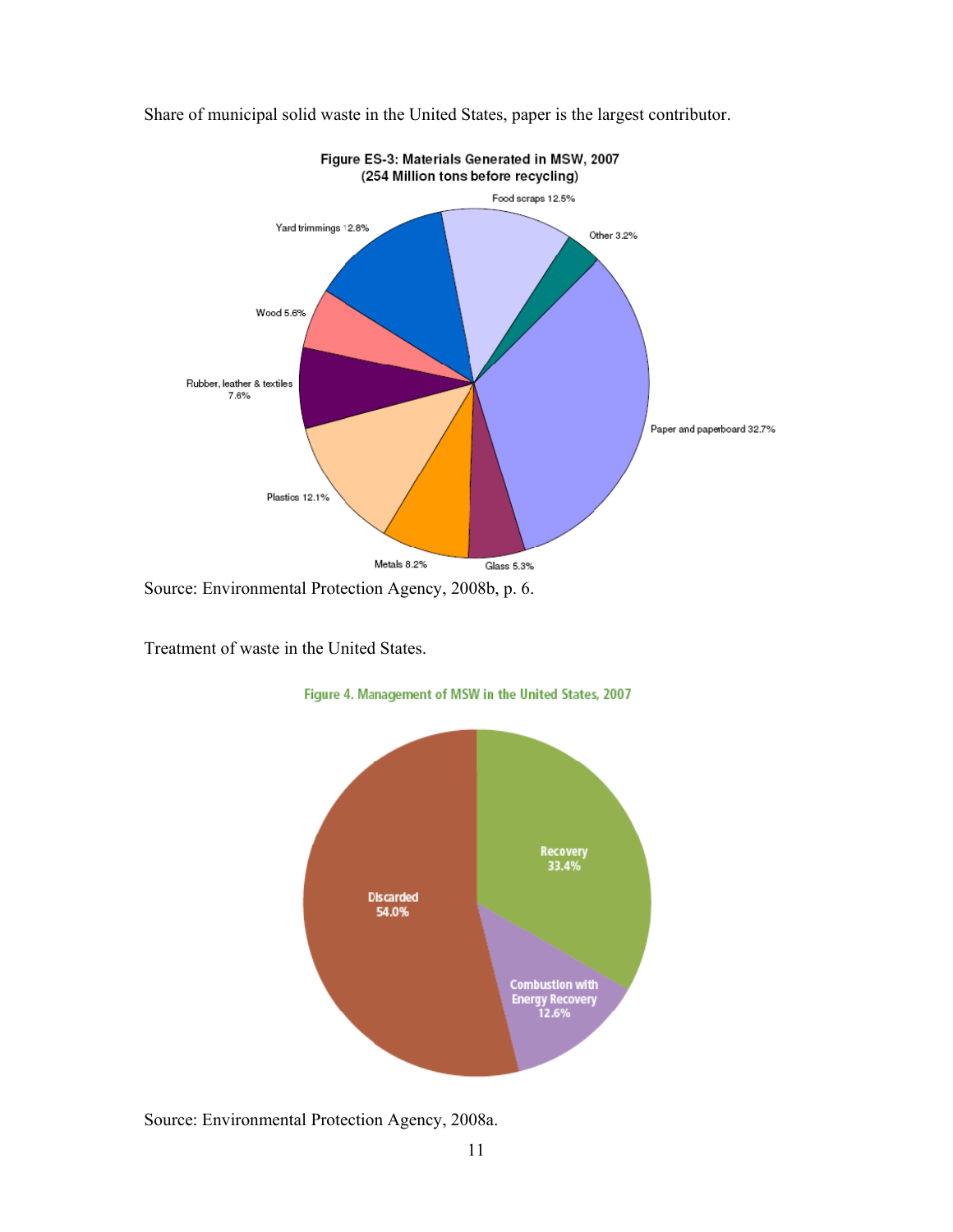Share of municipal solid waste in the United States, paper is the largest contributor.

**Figure ES-3: Materials Generated in MSW, 2007**
**(254 Million tons before recycling)**

Food scraps 12.5%

Other 3.2%

Yard trimmings 12.8%

Wood 5.6%

Rubber, leather & textiles 7.6%

Paper and paperboard 32.7%

Plastics 12.1%

Metals 8.2%

Glass 5.3%

Source: Environmental Protection Agency, 2008b, p. 6.

Treatment of waste in the United States.

**Figure 4. Management of MSW in the United States, 2007**

Recovery 33.4%

Discarded 54.0%

Combustion with Energy Recovery 12.6%

Source: Environmental Protection Agency, 2008a.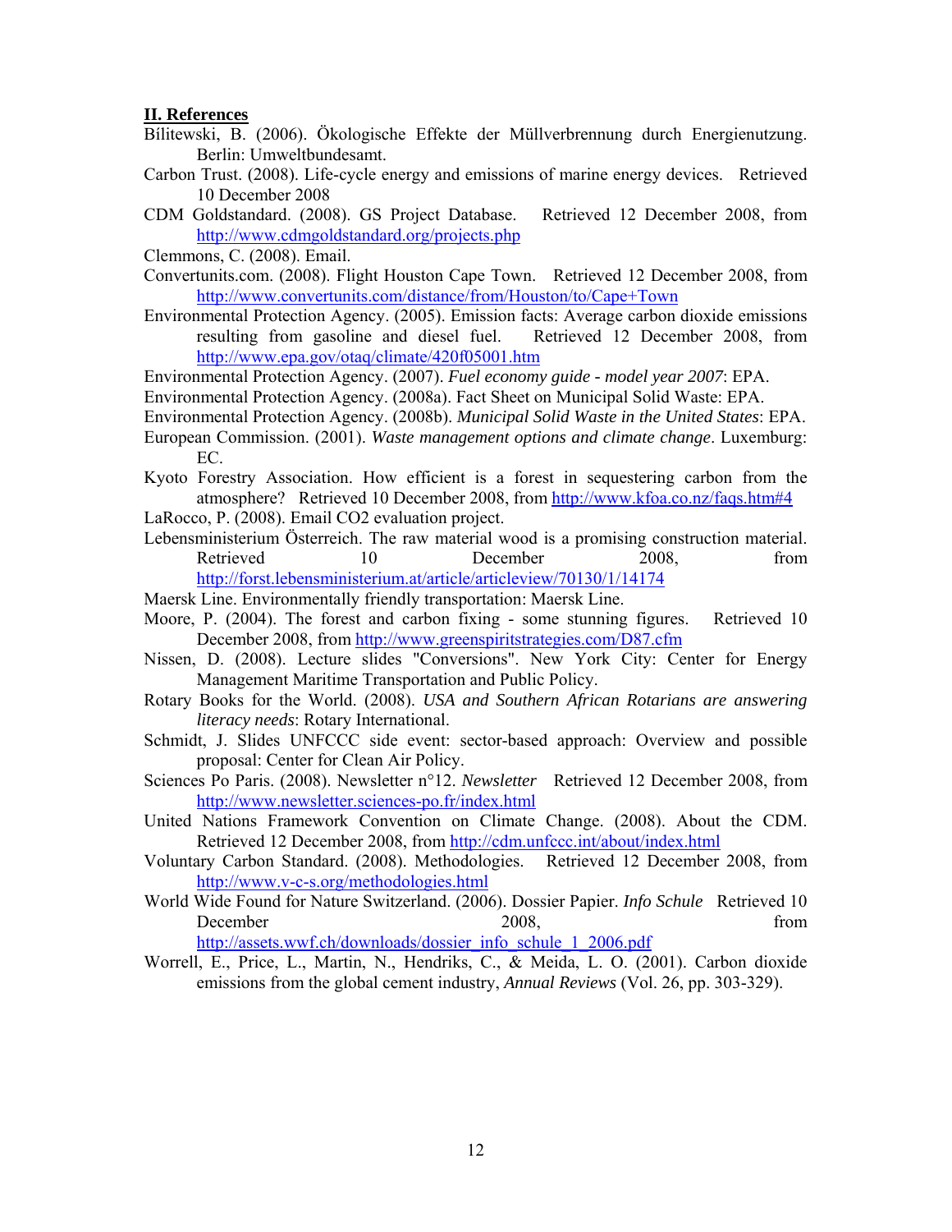## **II. References**

Bílitewski, B. (2006). Ökologische Effekte der Müllverbrennung durch Energienutzung. Berlin: Umweltbundesamt.

Carbon Trust. (2008). Life-cycle energy and emissions of marine energy devices. Retrieved 10 December 2008

CDM Goldstandard. (2008). GS Project Database. Retrieved 12 December 2008, from http://www.cdmgoldstandard.org/projects.php

Clemmons, C. (2008). Email.

Convertunits.com. (2008). Flight Houston Cape Town. Retrieved 12 December 2008, from http://www.convertunits.com/distance/from/Houston/to/Cape+Town

Environmental Protection Agency. (2005). Emission facts: Average carbon dioxide emissions resulting from gasoline and diesel fuel. Retrieved 12 December 2008, from http://www.epa.gov/otaq/climate/420f05001.htm

Environmental Protection Agency. (2007). *Fuel economy guide - model year 2007*: EPA.

Environmental Protection Agency. (2008a). Fact Sheet on Municipal Solid Waste: EPA.

Environmental Protection Agency. (2008b). *Municipal Solid Waste in the United States*: EPA.

European Commission. (2001). *Waste management options and climate change*. Luxemburg: EC.

Kyoto Forestry Association. How efficient is a forest in sequestering carbon from the atmosphere? Retrieved 10 December 2008, from http://www.kfoa.co.nz/faqs.htm#4

LaRocco, P. (2008). Email CO2 evaluation project.

Lebensministerium Österreich. The raw material wood is a promising construction material. Retrieved 10 December 2008, from http://forst.lebensministerium.at/article/articleview/70130/1/14174

Maersk Line. Environmentally friendly transportation: Maersk Line.

Moore, P. (2004). The forest and carbon fixing - some stunning figures. Retrieved 10 December 2008, from http://www.greenspiritstrategies.com/D87.cfm

Nissen, D. (2008). Lecture slides "Conversions". New York City: Center for Energy Management Maritime Transportation and Public Policy.

Rotary Books for the World. (2008). *USA and Southern African Rotarians are answering literacy needs*: Rotary International.

Schmidt, J. Slides UNFCCC side event: sector-based approach: Overview and possible proposal: Center for Clean Air Policy.

Sciences Po Paris. (2008). Newsletter n°12. *Newsletter* Retrieved 12 December 2008, from http://www.newsletter.sciences-po.fr/index.html

United Nations Framework Convention on Climate Change. (2008). About the CDM. Retrieved 12 December 2008, from http://cdm.unfccc.int/about/index.html

Voluntary Carbon Standard. (2008). Methodologies. Retrieved 12 December 2008, from http://www.v-c-s.org/methodologies.html

World Wide Found for Nature Switzerland. (2006). Dossier Papier. *Info Schule* Retrieved 10 December 2008, from http://assets.wwf.ch/downloads/dossier_info_schule_1_2006.pdf

Worrell, E., Price, L., Martin, N., Hendriks, C., & Meida, L. O. (2001). Carbon dioxide emissions from the global cement industry, *Annual Reviews* (Vol. 26, pp. 303-329).